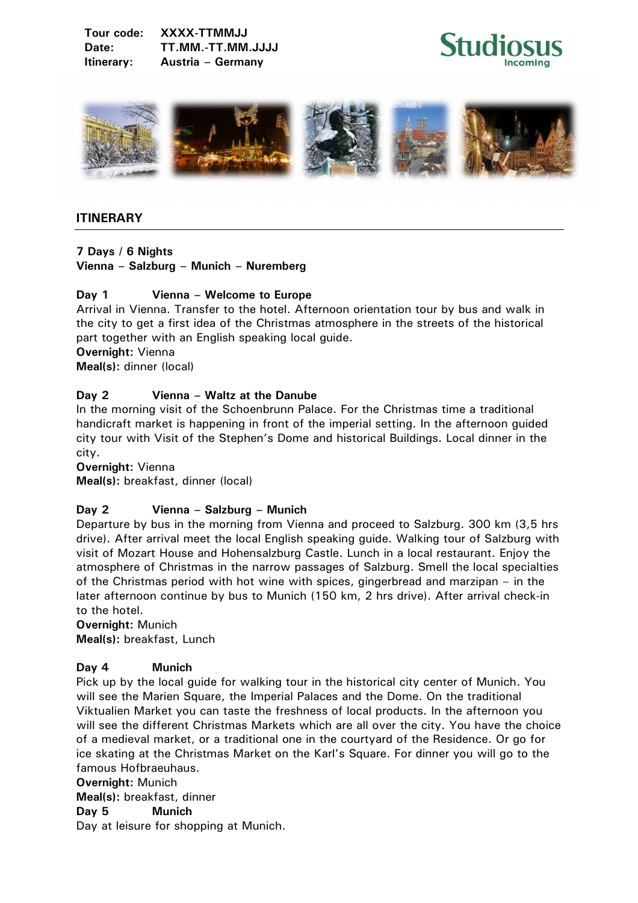Tour code: XXXX-TTMMJJ
Date: TT.MM.-TT.MM.JJJJ
Itinerary: Austria – Germany

Studiosus Incoming

## ITINERARY

**7 Days / 6 Nights**
**Vienna – Salzburg – Munich – Nuremberg**

**Day 1 Vienna – Welcome to Europe**
Arrival in Vienna. Transfer to the hotel. Afternoon orientation tour by bus and walk in the city to get a first idea of the Christmas atmosphere in the streets of the historical part together with an English speaking local guide.
**Overnight:** Vienna
**Meal(s):** dinner (local)

**Day 2 Vienna – Waltz at the Danube**
In the morning visit of the Schoenbrunn Palace. For the Christmas time a traditional handicraft market is happening in front of the imperial setting. In the afternoon guided city tour with Visit of the Stephen's Dome and historical Buildings. Local dinner in the city.
**Overnight:** Vienna
**Meal(s):** breakfast, dinner (local)

**Day 2 Vienna – Salzburg – Munich**
Departure by bus in the morning from Vienna and proceed to Salzburg. 300 km (3,5 hrs drive). After arrival meet the local English speaking guide. Walking tour of Salzburg with visit of Mozart House and Hohensalzburg Castle. Lunch in a local restaurant. Enjoy the atmosphere of Christmas in the narrow passages of Salzburg. Smell the local specialties of the Christmas period with hot wine with spices, gingerbread and marzipan – in the later afternoon continue by bus to Munich (150 km, 2 hrs drive). After arrival check-in to the hotel.
**Overnight:** Munich
**Meal(s):** breakfast, Lunch

**Day 4 Munich**
Pick up by the local guide for walking tour in the historical city center of Munich. You will see the Marien Square, the Imperial Palaces and the Dome. On the traditional Viktualien Market you can taste the freshness of local products. In the afternoon you will see the different Christmas Markets which are all over the city. You have the choice of a medieval market, or a traditional one in the courtyard of the Residence. Or go for ice skating at the Christmas Market on the Karl's Square. For dinner you will go to the famous Hofbraeuhaus.
**Overnight:** Munich
**Meal(s):** breakfast, dinner

**Day 5 Munich**
Day at leisure for shopping at Munich.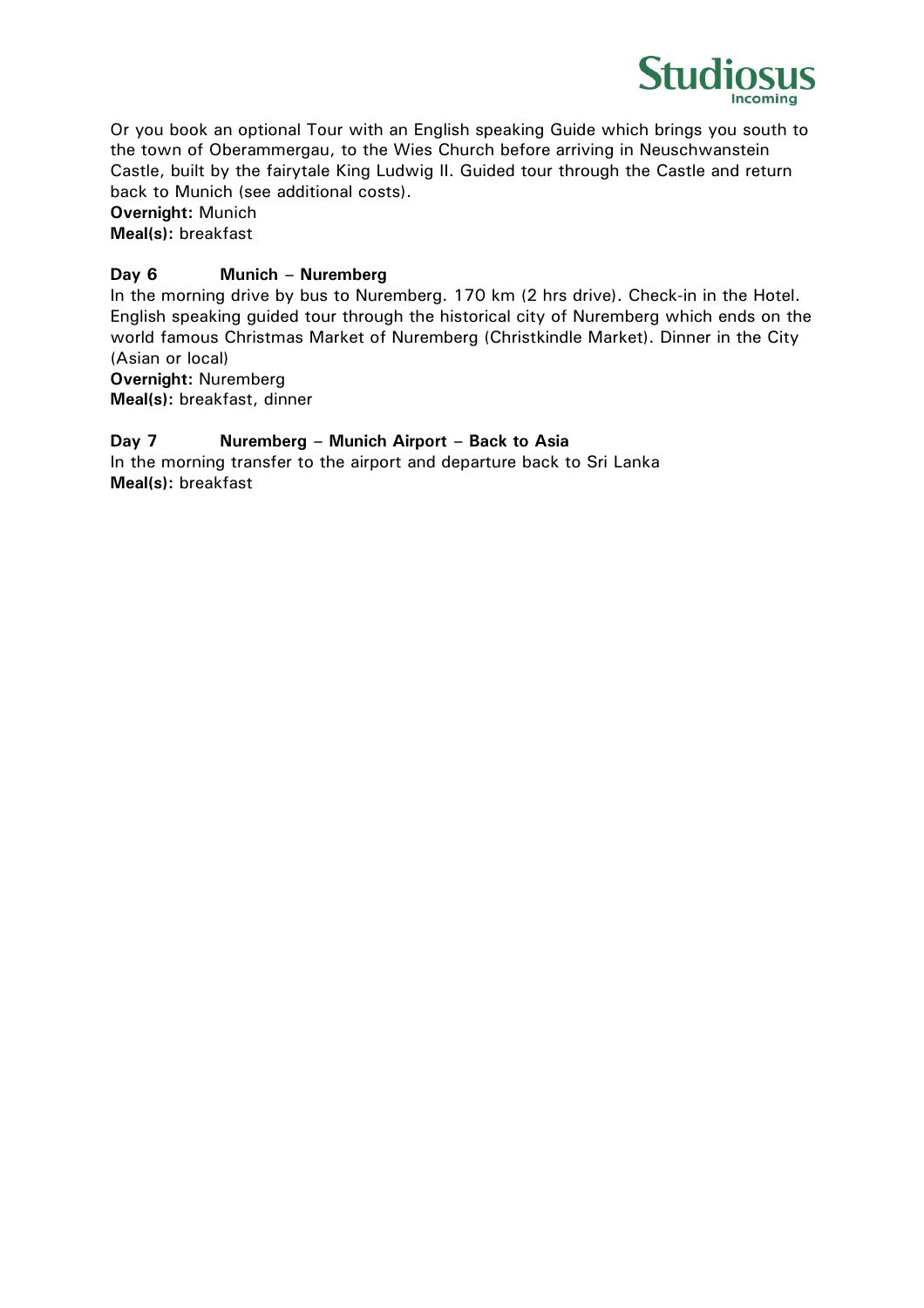Or you book an optional Tour with an English speaking Guide which brings you south to the town of Oberammergau, to the Wies Church before arriving in Neuschwanstein Castle, built by the fairytale King Ludwig II. Guided tour through the Castle and return back to Munich (see additional costs).
**Overnight:** Munich
**Meal(s):** breakfast

**Day 6 Munich – Nuremberg**
In the morning drive by bus to Nuremberg. 170 km (2 hrs drive). Check-in in the Hotel. English speaking guided tour through the historical city of Nuremberg which ends on the world famous Christmas Market of Nuremberg (Christkindle Market). Dinner in the City (Asian or local)
**Overnight:** Nuremberg
**Meal(s):** breakfast, dinner

**Day 7 Nuremberg – Munich Airport – Back to Asia**
In the morning transfer to the airport and departure back to Sri Lanka
**Meal(s):** breakfast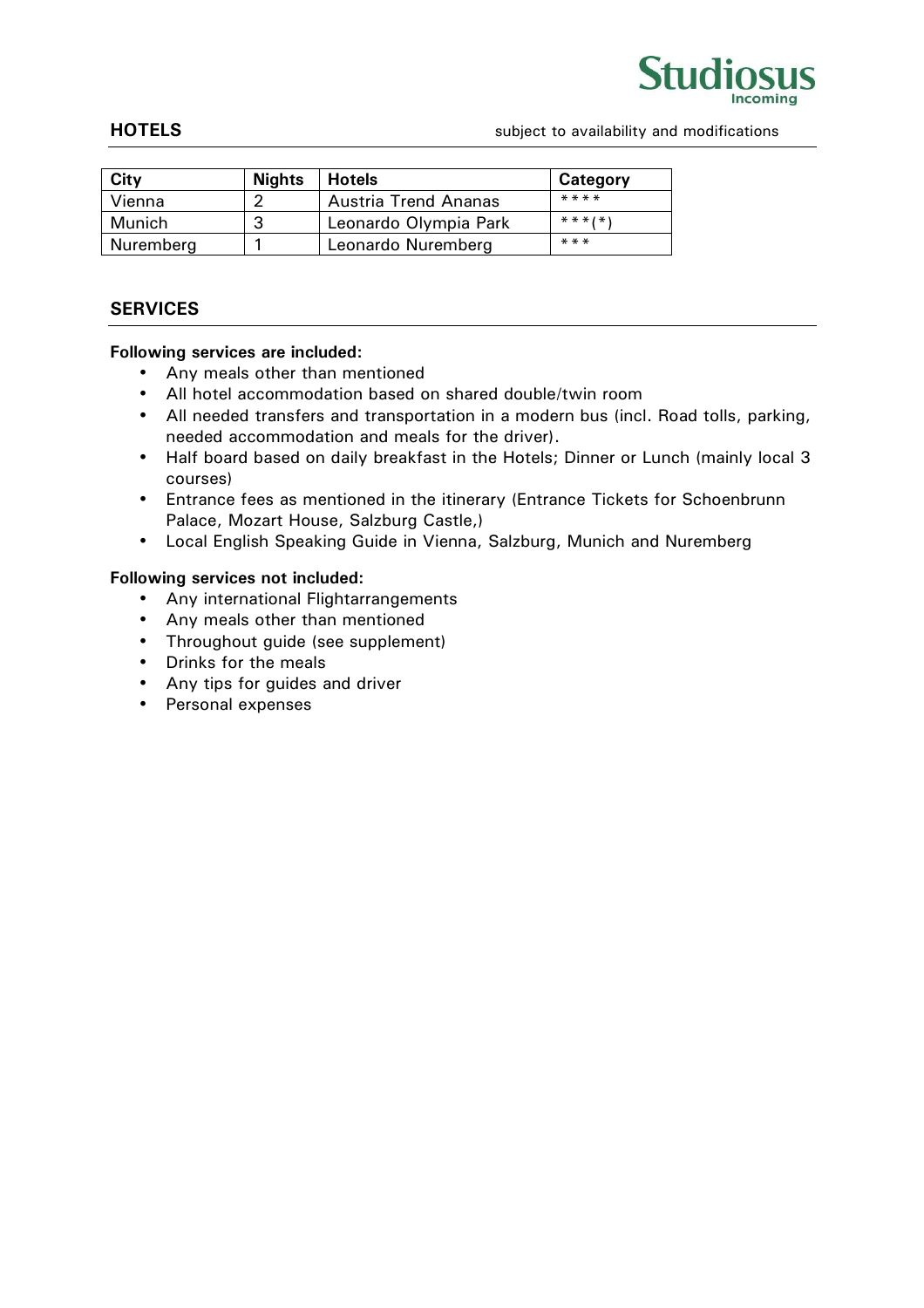## HOTELS

subject to availability and modifications

| City | Nights | Hotels | Category |
|---|---|---|---|
| Vienna | 2 | Austria Trend Ananas | **** |
| Munich | 3 | Leonardo Olympia Park | ***(*) |
| Nuremberg | 1 | Leonardo Nuremberg | *** |

## SERVICES

**Following services are included:**

- Any meals other than mentioned
- All hotel accommodation based on shared double/twin room
- All needed transfers and transportation in a modern bus (incl. Road tolls, parking, needed accommodation and meals for the driver).
- Half board based on daily breakfast in the Hotels; Dinner or Lunch (mainly local 3 courses)
- Entrance fees as mentioned in the itinerary (Entrance Tickets for Schoenbrunn Palace, Mozart House, Salzburg Castle,)
- Local English Speaking Guide in Vienna, Salzburg, Munich and Nuremberg

**Following services not included:**

- Any international Flightarrangements
- Any meals other than mentioned
- Throughout guide (see supplement)
- Drinks for the meals
- Any tips for guides and driver
- Personal expenses